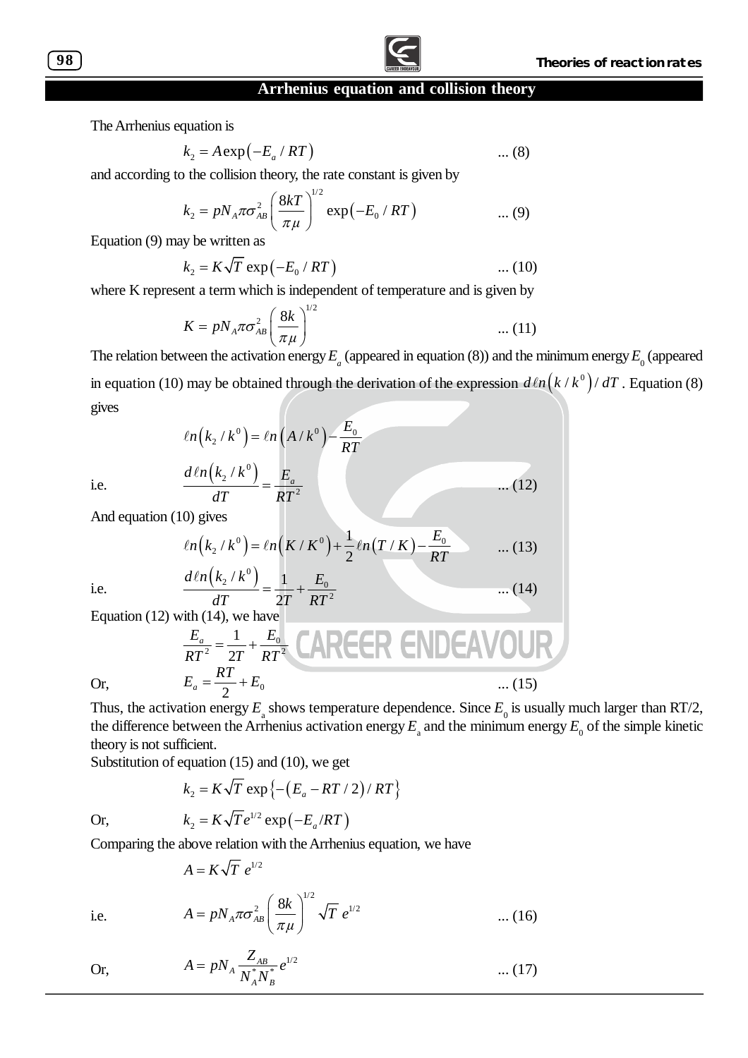## Arrhenius equation and collision theory

The Arrhenius equation is

$$k_2 = A\exp\left(-E_a / RT\right) \qquad \text{... (8)}$$

and according to the collision theory, the rate constant is given by

$$k_2 = pN_A\pi\sigma_{AB}^2\left(\frac{8kT}{\pi\mu}\right)^{1/2}\exp\left(-E_0 / RT\right) \qquad \text{... (9)}$$

Equation (9) may be written as

$$k_2 = K\sqrt{T}\exp\left(-E_0 / RT\right) \qquad \text{... (10)}$$

where K represent a term which is independent of temperature and is given by

$$K = pN_A\pi\sigma_{AB}^2\left(\frac{8k}{\pi\mu}\right)^{1/2} \qquad \text{... (11)}$$

The relation between the activation energy $E_a$ (appeared in equation (8)) and the minimum energy $E_0$ (appeared in equation (10) may be obtained through the derivation of the expression $d\ell n\left(k / k^0\right)/ dT$. Equation (8) gives

$$\ell n\left(k_2 / k^0\right) = \ell n\left(A / k^0\right) - \frac{E_0}{RT}$$

i.e.

$$\frac{d\ell n\left(k_2 / k^0\right)}{dT} = \frac{E_a}{RT^2} \qquad \text{... (12)}$$

And equation (10) gives

$$\ell n\left(k_2 / k^0\right) = \ell n\left(K / K^0\right) + \frac{1}{2}\ell n\left(T / K\right) - \frac{E_0}{RT} \qquad \text{... (13)}$$

i.e.

$$\frac{d\ell n\left(k_2 / k^0\right)}{dT} = \frac{1}{2T} + \frac{E_0}{RT^2} \qquad \text{... (14)}$$

Equation (12) with (14), we have

$$\frac{E_a}{RT^2} = \frac{1}{2T} + \frac{E_0}{RT^2}$$

Or,

$$E_a = \frac{RT}{2} + E_0 \qquad \text{... (15)}$$

Thus, the activation energy $E_a$ shows temperature dependence. Since $E_0$ is usually much larger than RT/2, the difference between the Arrhenius activation energy $E_a$ and the minimum energy $E_0$ of the simple kinetic theory is not sufficient.

Substitution of equation (15) and (10), we get

$$k_2 = K\sqrt{T}\exp\left\{-\left(E_a - RT/2\right)/ RT\right\}$$

Or,

$$k_2 = K\sqrt{T}e^{1/2}\exp\left(-E_a /RT\right)$$

Comparing the above relation with the Arrhenius equation, we have

$$A = K\sqrt{T}\ e^{1/2}$$

i.e.

$$A = pN_A\pi\sigma_{AB}^2\left(\frac{8k}{\pi\mu}\right)^{1/2}\sqrt{T}\ e^{1/2} \qquad \text{... (16)}$$

Or,

$$A = pN_A\frac{Z_{AB}}{N_A^*N_B^*}e^{1/2} \qquad \text{... (17)}$$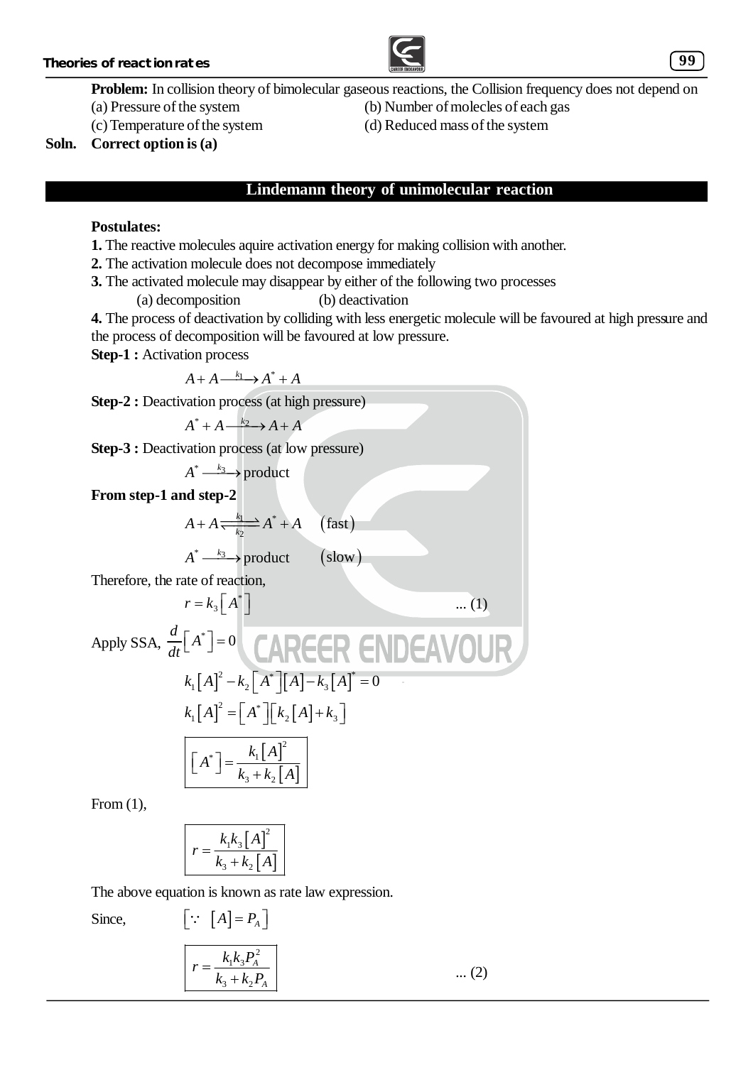**Problem:** In collision theory of bimolecular gaseous reactions, the Collision frequency does not depend on

(a) Pressure of the system  (b) Number of molecles of each gas

(c) Temperature of the system  (d) Reduced mass of the system

**Soln. Correct option is (a)**

## Lindemann theory of unimolecular reaction

**Postulates:**

**1.** The reactive molecules aquire activation energy for making collision with another.

**2.** The activation molecule does not decompose immediately

**3.** The activated molecule may disappear by either of the following two processes

(a) decomposition  (b) deactivation

**4.** The process of deactivation by colliding with less energetic molecule will be favoured at high pressure and the process of decomposition will be favoured at low pressure.

**Step-1 :** Activation process

$$A + A \xrightarrow{k_1} A^* + A$$

**Step-2 :** Deactivation process (at high pressure)

$$A^* + A \xrightarrow{k_2} A + A$$

**Step-3 :** Deactivation process (at low pressure)

$$A^* \xrightarrow{k_3} \text{product}$$

**From step-1 and step-2**

$$A + A \underset{k_2}{\overset{k_1}{\rightleftharpoons}} A^* + A \quad (\text{fast})$$

$$A^* \xrightarrow{k_3} \text{product} \quad (\text{slow})$$

Therefore, the rate of reaction,

$$r = k_3\left[A^*\right] \quad \text{... (1)}$$

Apply SSA, $\dfrac{d}{dt}\left[A^*\right] = 0$

$$k_1[A]^2 - k_2\left[A^*\right][A] - k_3[A]^* = 0$$

$$k_1[A]^2 = \left[A^*\right]\left[k_2[A] + k_3\right]$$

$$\boxed{\left[A^*\right] = \frac{k_1[A]^2}{k_3 + k_2[A]}}$$

From (1),

$$\boxed{r = \frac{k_1 k_3 [A]^2}{k_3 + k_2[A]}}$$

The above equation is known as rate law expression.

Since, $\quad \left[\because \ [A] = P_A\right]$

$$\boxed{r = \frac{k_1 k_3 P_A^2}{k_3 + k_2 P_A}} \quad \text{... (2)}$$